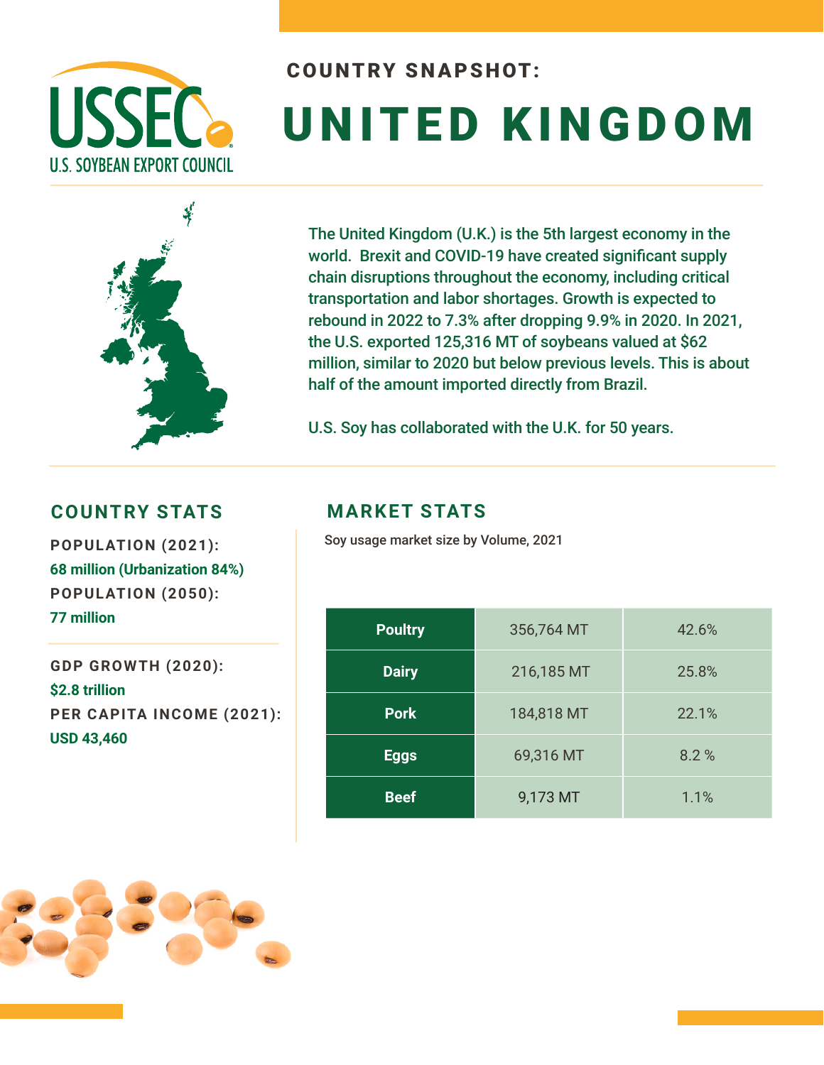USSEC

U.S. SOYBEAN EXPORT COUNCIL

## COUNTRY SNAPSHOT:

# UNITED KINGDOM

The United Kingdom (U.K.) is the 5th largest economy in the world. Brexit and COVID-19 have created significant supply chain disruptions throughout the economy, including critical transportation and labor shortages. Growth is expected to rebound in 2022 to 7.3% after dropping 9.9% in 2020. In 2021, the U.S. exported 125,316 MT of soybeans valued at $62 million, similar to 2020 but below previous levels. This is about half of the amount imported directly from Brazil.

U.S. Soy has collaborated with the U.K. for 50 years.

## COUNTRY STATS

**POPULATION (2021):**
68 million (Urbanization 84%)

**POPULATION (2050):**
77 million

**GDP GROWTH (2020):**
$2.8 trillion

**PER CAPITA INCOME (2021):**
USD 43,460

## MARKET STATS

Soy usage market size by Volume, 2021

| | | |
|---|---|---|
| Poultry | 356,764 MT | 42.6% |
| Dairy | 216,185 MT | 25.8% |
| Pork | 184,818 MT | 22.1% |
| Eggs | 69,316 MT | 8.2 % |
| Beef | 9,173 MT | 1.1% |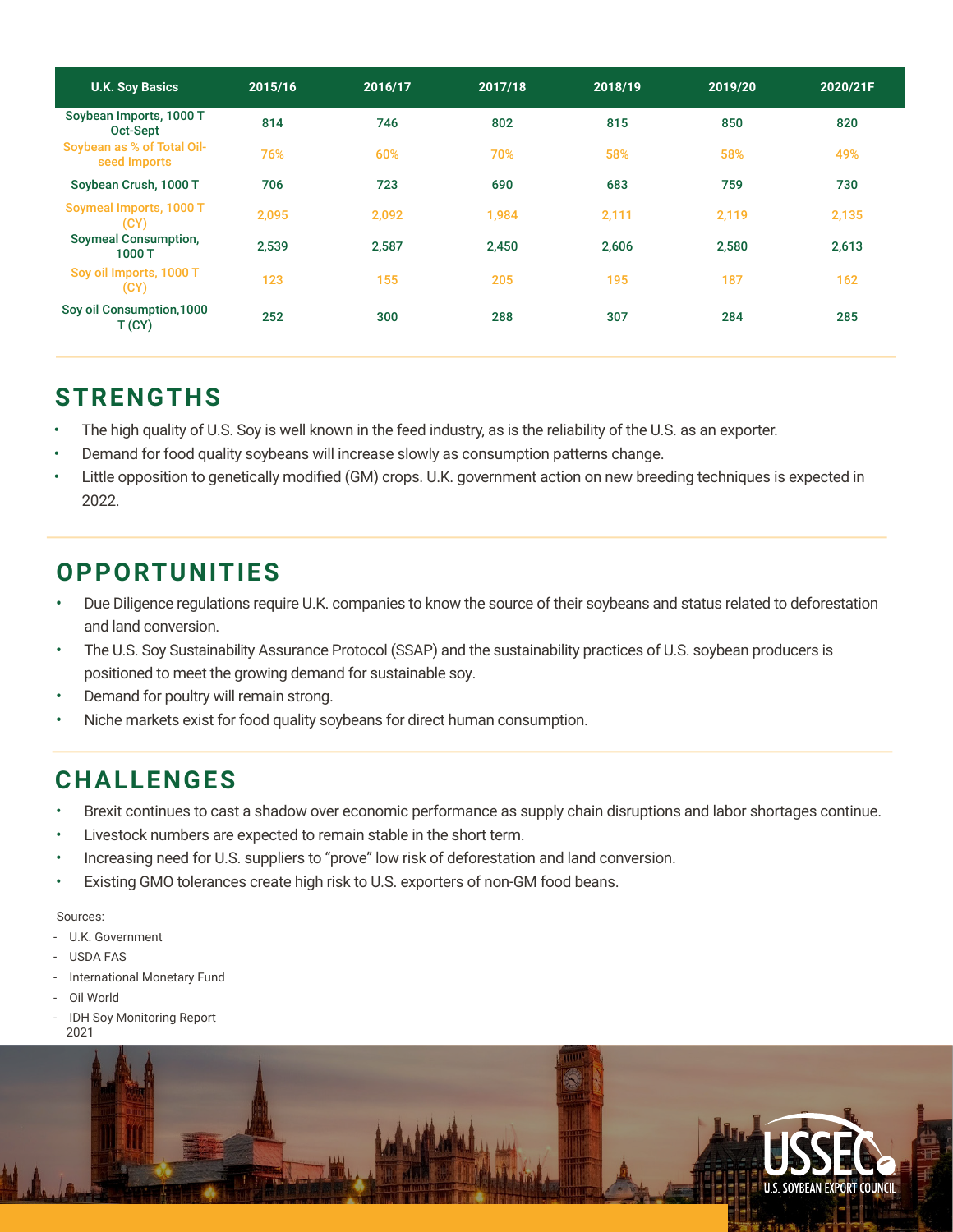| U.K. Soy Basics | 2015/16 | 2016/17 | 2017/18 | 2018/19 | 2019/20 | 2020/21F |
|---|---|---|---|---|---|---|
| Soybean Imports, 1000 T Oct-Sept | 814 | 746 | 802 | 815 | 850 | 820 |
| Soybean as % of Total Oil-seed Imports | 76% | 60% | 70% | 58% | 58% | 49% |
| Soybean Crush, 1000 T | 706 | 723 | 690 | 683 | 759 | 730 |
| Soymeal Imports, 1000 T (CY) | 2,095 | 2,092 | 1,984 | 2,111 | 2,119 | 2,135 |
| Soymeal Consumption, 1000 T | 2,539 | 2,587 | 2,450 | 2,606 | 2,580 | 2,613 |
| Soy oil Imports, 1000 T (CY) | 123 | 155 | 205 | 195 | 187 | 162 |
| Soy oil Consumption,1000 T (CY) | 252 | 300 | 288 | 307 | 284 | 285 |

## STRENGTHS

- The high quality of U.S. Soy is well known in the feed industry, as is the reliability of the U.S. as an exporter.
- Demand for food quality soybeans will increase slowly as consumption patterns change.
- Little opposition to genetically modified (GM) crops. U.K. government action on new breeding techniques is expected in 2022.

## OPPORTUNITIES

- Due Diligence regulations require U.K. companies to know the source of their soybeans and status related to deforestation and land conversion.
- The U.S. Soy Sustainability Assurance Protocol (SSAP) and the sustainability practices of U.S. soybean producers is positioned to meet the growing demand for sustainable soy.
- Demand for poultry will remain strong.
- Niche markets exist for food quality soybeans for direct human consumption.

## CHALLENGES

- Brexit continues to cast a shadow over economic performance as supply chain disruptions and labor shortages continue.
- Livestock numbers are expected to remain stable in the short term.
- Increasing need for U.S. suppliers to "prove" low risk of deforestation and land conversion.
- Existing GMO tolerances create high risk to U.S. exporters of non-GM food beans.

Sources:

- U.K. Government
- USDA FAS
- International Monetary Fund
- Oil World
- IDH Soy Monitoring Report 2021

USSEC
U.S. SOYBEAN EXPORT COUNCIL